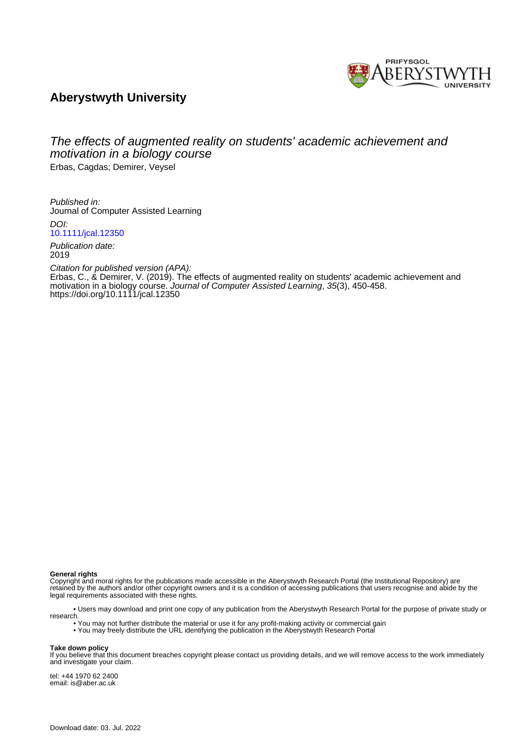# Aberystwyth University

## The effects of augmented reality on students' academic achievement and motivation in a biology course

Erbas, Cagdas; Demirer, Veysel

*Published in:*
Journal of Computer Assisted Learning

*DOI:*
10.1111/jcal.12350

*Publication date:*
2019

*Citation for published version (APA):*
Erbas, C., & Demirer, V. (2019). The effects of augmented reality on students' academic achievement and motivation in a biology course. *Journal of Computer Assisted Learning*, *35*(3), 450-458. https://doi.org/10.1111/jcal.12350

**General rights**
Copyright and moral rights for the publications made accessible in the Aberystwyth Research Portal (the Institutional Repository) are retained by the authors and/or other copyright owners and it is a condition of accessing publications that users recognise and abide by the legal requirements associated with these rights.

- Users may download and print one copy of any publication from the Aberystwyth Research Portal for the purpose of private study or research.
- You may not further distribute the material or use it for any profit-making activity or commercial gain
- You may freely distribute the URL identifying the publication in the Aberystwyth Research Portal

**Take down policy**
If you believe that this document breaches copyright please contact us providing details, and we will remove access to the work immediately and investigate your claim.

tel: +44 1970 62 2400
email: is@aber.ac.uk

Download date: 03. Jul. 2022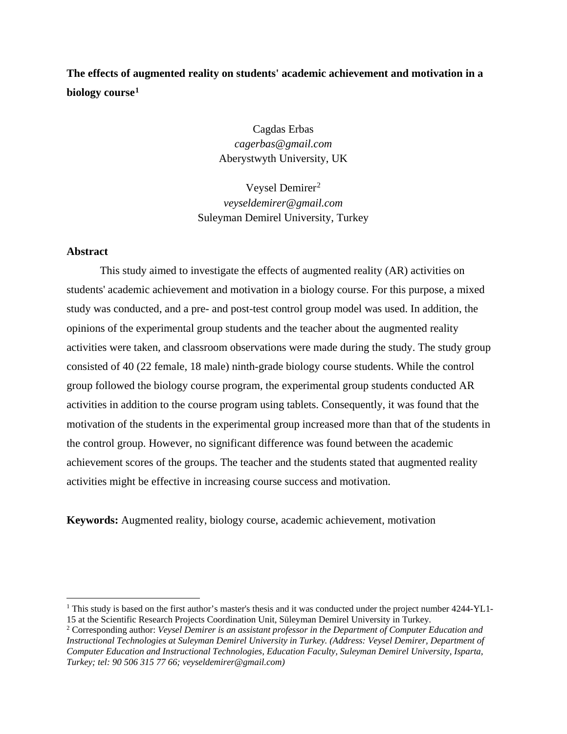**The effects of augmented reality on students' academic achievement and motivation in a biology course[1]**

Cagdas Erbas
*cagerbas@gmail.com*
Aberystwyth University, UK

Veysel Demirer[2]
*veyseldemirer@gmail.com*
Suleyman Demirel University, Turkey

**Abstract**

This study aimed to investigate the effects of augmented reality (AR) activities on students' academic achievement and motivation in a biology course. For this purpose, a mixed study was conducted, and a pre- and post-test control group model was used. In addition, the opinions of the experimental group students and the teacher about the augmented reality activities were taken, and classroom observations were made during the study. The study group consisted of 40 (22 female, 18 male) ninth-grade biology course students. While the control group followed the biology course program, the experimental group students conducted AR activities in addition to the course program using tablets. Consequently, it was found that the motivation of the students in the experimental group increased more than that of the students in the control group. However, no significant difference was found between the academic achievement scores of the groups. The teacher and the students stated that augmented reality activities might be effective in increasing course success and motivation.

**Keywords:** Augmented reality, biology course, academic achievement, motivation

---

[1] This study is based on the first author's master's thesis and it was conducted under the project number 4244-YL1-15 at the Scientific Research Projects Coordination Unit, Süleyman Demirel University in Turkey.

[2] Corresponding author: *Veysel Demirer is an assistant professor in the Department of Computer Education and Instructional Technologies at Suleyman Demirel University in Turkey. (Address: Veysel Demirer, Department of Computer Education and Instructional Technologies, Education Faculty, Suleyman Demirel University, Isparta, Turkey; tel: 90 506 315 77 66; veyseldemirer@gmail.com)*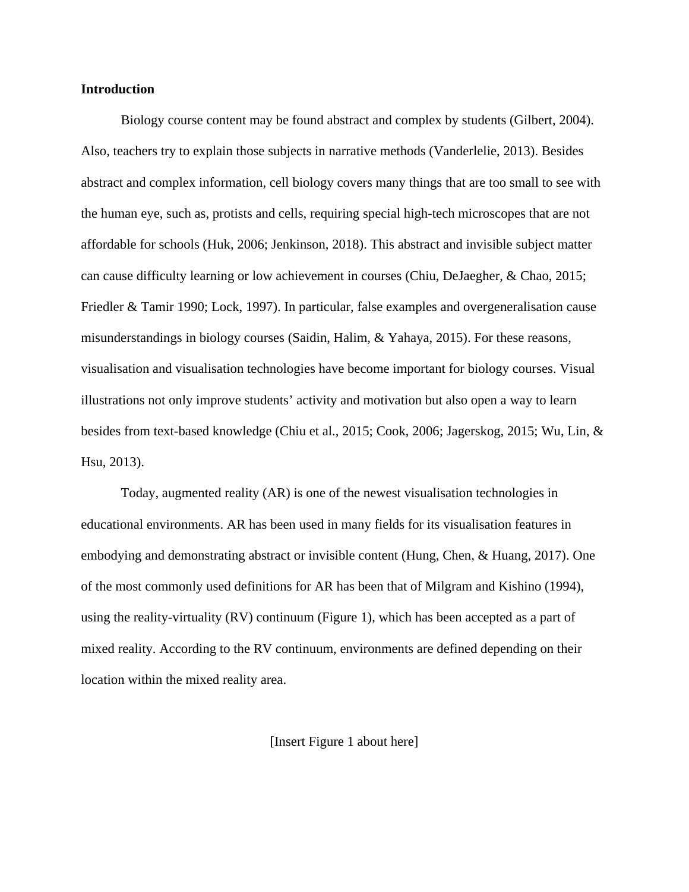## Introduction

Biology course content may be found abstract and complex by students (Gilbert, 2004). Also, teachers try to explain those subjects in narrative methods (Vanderlelie, 2013). Besides abstract and complex information, cell biology covers many things that are too small to see with the human eye, such as, protists and cells, requiring special high-tech microscopes that are not affordable for schools (Huk, 2006; Jenkinson, 2018). This abstract and invisible subject matter can cause difficulty learning or low achievement in courses (Chiu, DeJaegher, & Chao, 2015; Friedler & Tamir 1990; Lock, 1997). In particular, false examples and overgeneralisation cause misunderstandings in biology courses (Saidin, Halim, & Yahaya, 2015). For these reasons, visualisation and visualisation technologies have become important for biology courses. Visual illustrations not only improve students' activity and motivation but also open a way to learn besides from text-based knowledge (Chiu et al., 2015; Cook, 2006; Jagerskog, 2015; Wu, Lin, & Hsu, 2013).

Today, augmented reality (AR) is one of the newest visualisation technologies in educational environments. AR has been used in many fields for its visualisation features in embodying and demonstrating abstract or invisible content (Hung, Chen, & Huang, 2017). One of the most commonly used definitions for AR has been that of Milgram and Kishino (1994), using the reality-virtuality (RV) continuum (Figure 1), which has been accepted as a part of mixed reality. According to the RV continuum, environments are defined depending on their location within the mixed reality area.

[Insert Figure 1 about here]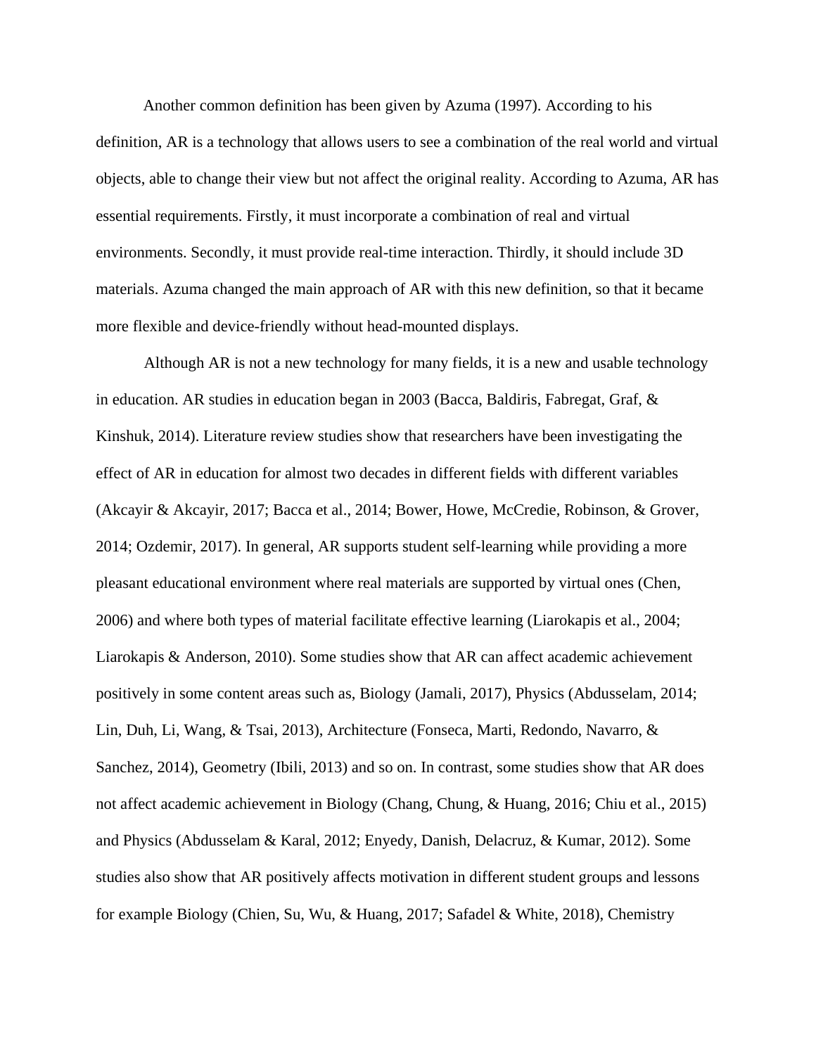Another common definition has been given by Azuma (1997). According to his definition, AR is a technology that allows users to see a combination of the real world and virtual objects, able to change their view but not affect the original reality. According to Azuma, AR has essential requirements. Firstly, it must incorporate a combination of real and virtual environments. Secondly, it must provide real-time interaction. Thirdly, it should include 3D materials. Azuma changed the main approach of AR with this new definition, so that it became more flexible and device-friendly without head-mounted displays.

Although AR is not a new technology for many fields, it is a new and usable technology in education. AR studies in education began in 2003 (Bacca, Baldiris, Fabregat, Graf, & Kinshuk, 2014). Literature review studies show that researchers have been investigating the effect of AR in education for almost two decades in different fields with different variables (Akcayir & Akcayir, 2017; Bacca et al., 2014; Bower, Howe, McCredie, Robinson, & Grover, 2014; Ozdemir, 2017). In general, AR supports student self-learning while providing a more pleasant educational environment where real materials are supported by virtual ones (Chen, 2006) and where both types of material facilitate effective learning (Liarokapis et al., 2004; Liarokapis & Anderson, 2010). Some studies show that AR can affect academic achievement positively in some content areas such as, Biology (Jamali, 2017), Physics (Abdusselam, 2014; Lin, Duh, Li, Wang, & Tsai, 2013), Architecture (Fonseca, Marti, Redondo, Navarro, & Sanchez, 2014), Geometry (Ibili, 2013) and so on. In contrast, some studies show that AR does not affect academic achievement in Biology (Chang, Chung, & Huang, 2016; Chiu et al., 2015) and Physics (Abdusselam & Karal, 2012; Enyedy, Danish, Delacruz, & Kumar, 2012). Some studies also show that AR positively affects motivation in different student groups and lessons for example Biology (Chien, Su, Wu, & Huang, 2017; Safadel & White, 2018), Chemistry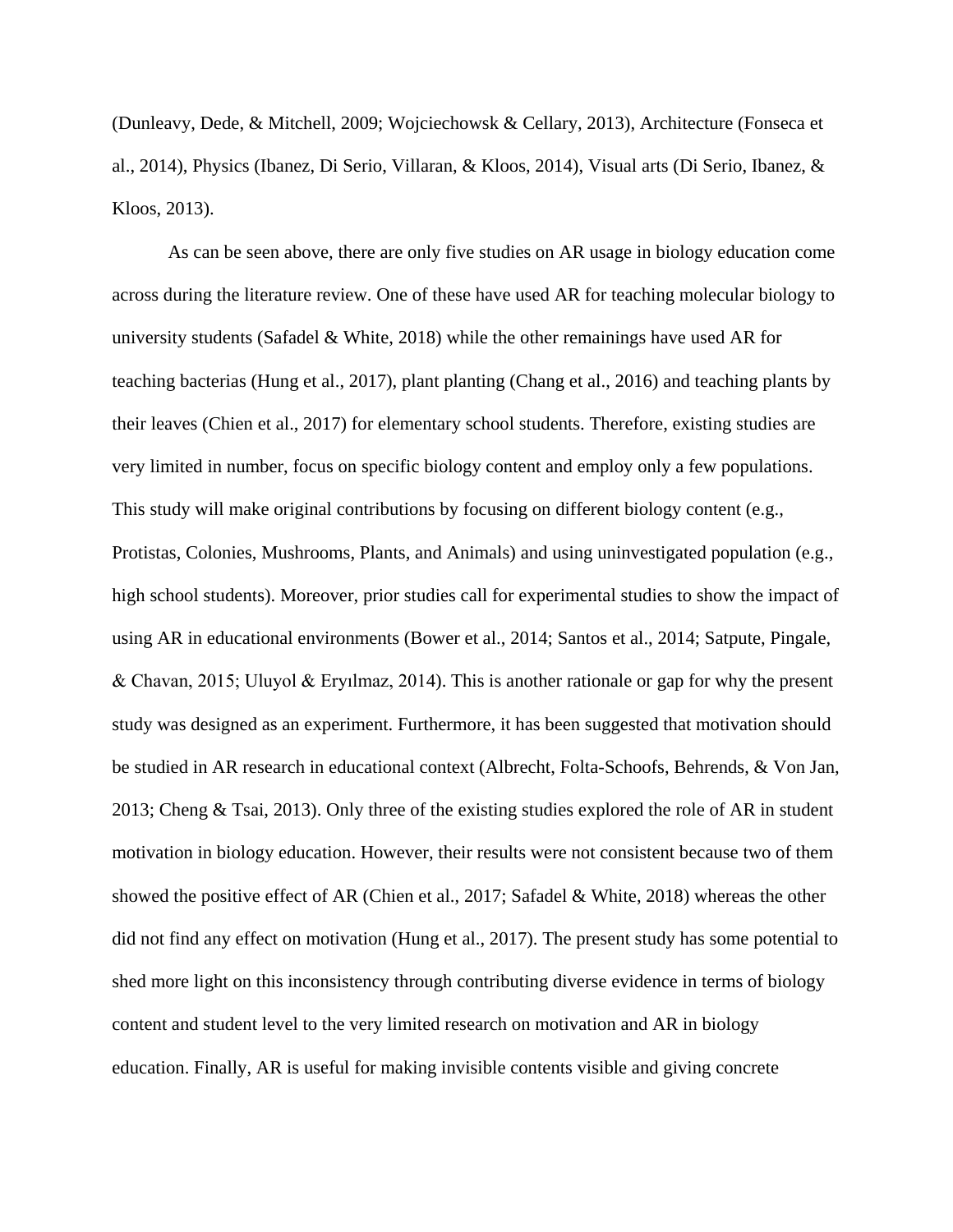(Dunleavy, Dede, & Mitchell, 2009; Wojciechowsk & Cellary, 2013), Architecture (Fonseca et al., 2014), Physics (Ibanez, Di Serio, Villaran, & Kloos, 2014), Visual arts (Di Serio, Ibanez, & Kloos, 2013).

As can be seen above, there are only five studies on AR usage in biology education come across during the literature review. One of these have used AR for teaching molecular biology to university students (Safadel & White, 2018) while the other remainings have used AR for teaching bacterias (Hung et al., 2017), plant planting (Chang et al., 2016) and teaching plants by their leaves (Chien et al., 2017) for elementary school students. Therefore, existing studies are very limited in number, focus on specific biology content and employ only a few populations. This study will make original contributions by focusing on different biology content (e.g., Protistas, Colonies, Mushrooms, Plants, and Animals) and using uninvestigated population (e.g., high school students). Moreover, prior studies call for experimental studies to show the impact of using AR in educational environments (Bower et al., 2014; Santos et al., 2014; Satpute, Pingale, & Chavan, 2015; Uluyol & Eryılmaz, 2014). This is another rationale or gap for why the present study was designed as an experiment. Furthermore, it has been suggested that motivation should be studied in AR research in educational context (Albrecht, Folta-Schoofs, Behrends, & Von Jan, 2013; Cheng & Tsai, 2013). Only three of the existing studies explored the role of AR in student motivation in biology education. However, their results were not consistent because two of them showed the positive effect of AR (Chien et al., 2017; Safadel & White, 2018) whereas the other did not find any effect on motivation (Hung et al., 2017). The present study has some potential to shed more light on this inconsistency through contributing diverse evidence in terms of biology content and student level to the very limited research on motivation and AR in biology education. Finally, AR is useful for making invisible contents visible and giving concrete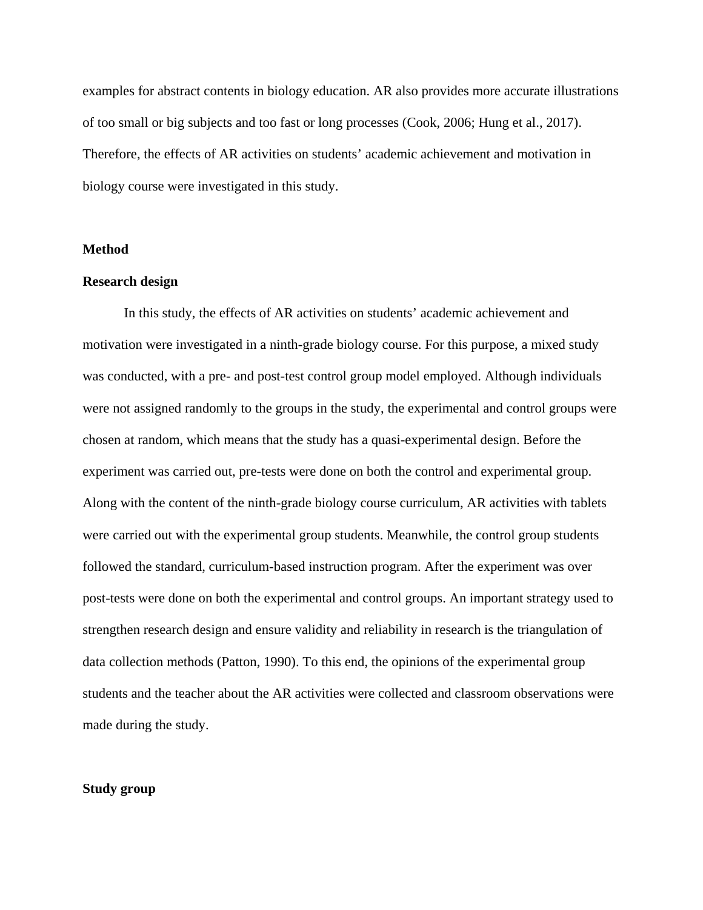examples for abstract contents in biology education. AR also provides more accurate illustrations of too small or big subjects and too fast or long processes (Cook, 2006; Hung et al., 2017). Therefore, the effects of AR activities on students' academic achievement and motivation in biology course were investigated in this study.

## Method

### Research design

In this study, the effects of AR activities on students' academic achievement and motivation were investigated in a ninth-grade biology course. For this purpose, a mixed study was conducted, with a pre- and post-test control group model employed. Although individuals were not assigned randomly to the groups in the study, the experimental and control groups were chosen at random, which means that the study has a quasi-experimental design. Before the experiment was carried out, pre-tests were done on both the control and experimental group. Along with the content of the ninth-grade biology course curriculum, AR activities with tablets were carried out with the experimental group students. Meanwhile, the control group students followed the standard, curriculum-based instruction program. After the experiment was over post-tests were done on both the experimental and control groups. An important strategy used to strengthen research design and ensure validity and reliability in research is the triangulation of data collection methods (Patton, 1990). To this end, the opinions of the experimental group students and the teacher about the AR activities were collected and classroom observations were made during the study.

### Study group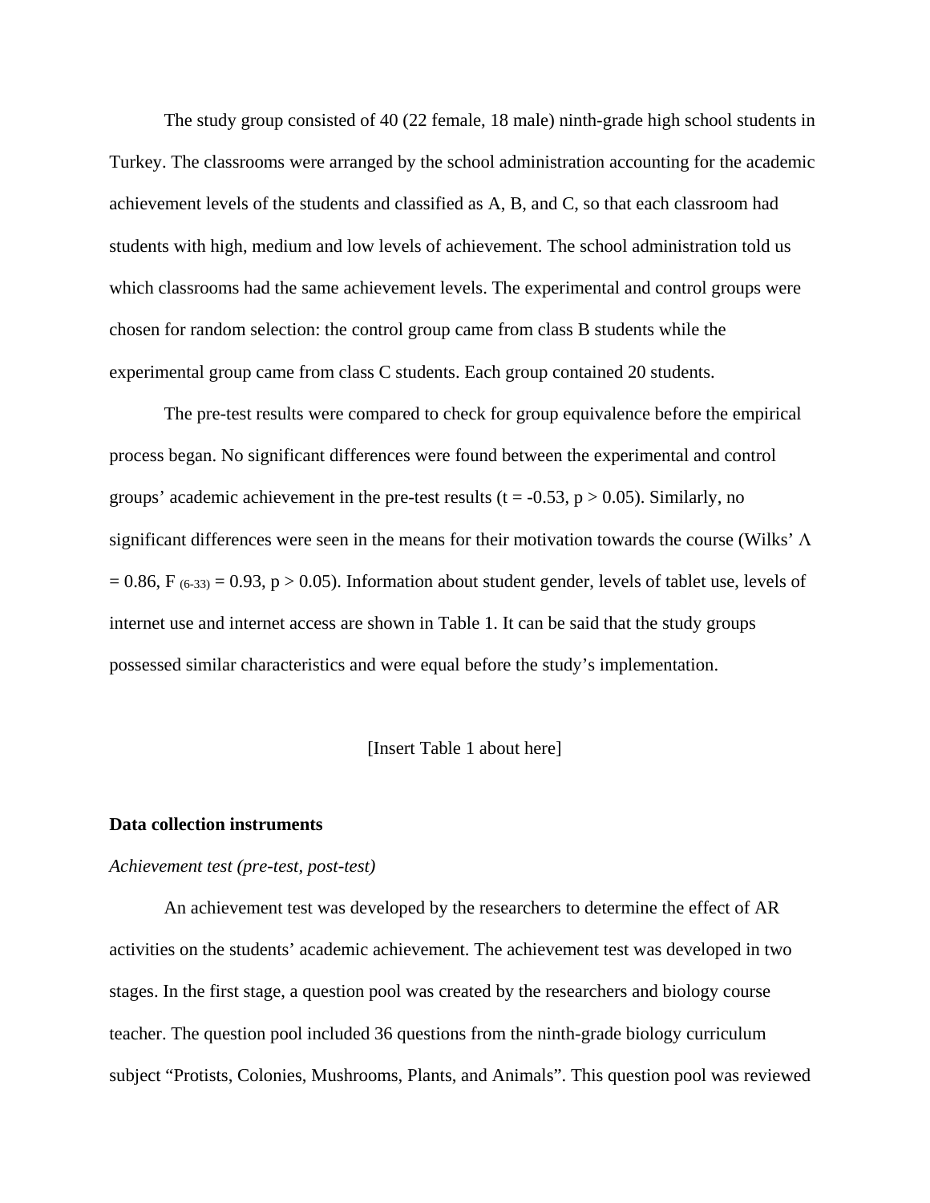The study group consisted of 40 (22 female, 18 male) ninth-grade high school students in Turkey. The classrooms were arranged by the school administration accounting for the academic achievement levels of the students and classified as A, B, and C, so that each classroom had students with high, medium and low levels of achievement. The school administration told us which classrooms had the same achievement levels. The experimental and control groups were chosen for random selection: the control group came from class B students while the experimental group came from class C students. Each group contained 20 students.

The pre-test results were compared to check for group equivalence before the empirical process began. No significant differences were found between the experimental and control groups' academic achievement in the pre-test results ($t = -0.53$, $p > 0.05$). Similarly, no significant differences were seen in the means for their motivation towards the course (Wilks' $\Lambda = 0.86$, $F_{(6\text{-}33)} = 0.93$, $p > 0.05$). Information about student gender, levels of tablet use, levels of internet use and internet access are shown in Table 1. It can be said that the study groups possessed similar characteristics and were equal before the study's implementation.

[Insert Table 1 about here]

**Data collection instruments**

*Achievement test (pre-test, post-test)*

An achievement test was developed by the researchers to determine the effect of AR activities on the students' academic achievement. The achievement test was developed in two stages. In the first stage, a question pool was created by the researchers and biology course teacher. The question pool included 36 questions from the ninth-grade biology curriculum subject "Protists, Colonies, Mushrooms, Plants, and Animals". This question pool was reviewed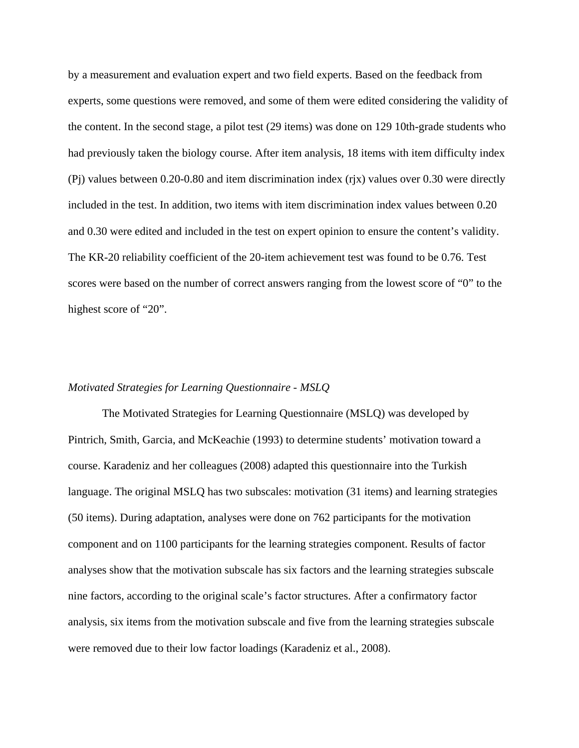by a measurement and evaluation expert and two field experts. Based on the feedback from experts, some questions were removed, and some of them were edited considering the validity of the content. In the second stage, a pilot test (29 items) was done on 129 10th-grade students who had previously taken the biology course. After item analysis, 18 items with item difficulty index ($P_j$) values between 0.20-0.80 and item discrimination index ($r_{jx}$) values over 0.30 were directly included in the test. In addition, two items with item discrimination index values between 0.20 and 0.30 were edited and included in the test on expert opinion to ensure the content's validity. The KR-20 reliability coefficient of the 20-item achievement test was found to be 0.76. Test scores were based on the number of correct answers ranging from the lowest score of "0" to the highest score of "20".

*Motivated Strategies for Learning Questionnaire - MSLQ*

The Motivated Strategies for Learning Questionnaire (MSLQ) was developed by Pintrich, Smith, Garcia, and McKeachie (1993) to determine students' motivation toward a course. Karadeniz and her colleagues (2008) adapted this questionnaire into the Turkish language. The original MSLQ has two subscales: motivation (31 items) and learning strategies (50 items). During adaptation, analyses were done on 762 participants for the motivation component and on 1100 participants for the learning strategies component. Results of factor analyses show that the motivation subscale has six factors and the learning strategies subscale nine factors, according to the original scale's factor structures. After a confirmatory factor analysis, six items from the motivation subscale and five from the learning strategies subscale were removed due to their low factor loadings (Karadeniz et al., 2008).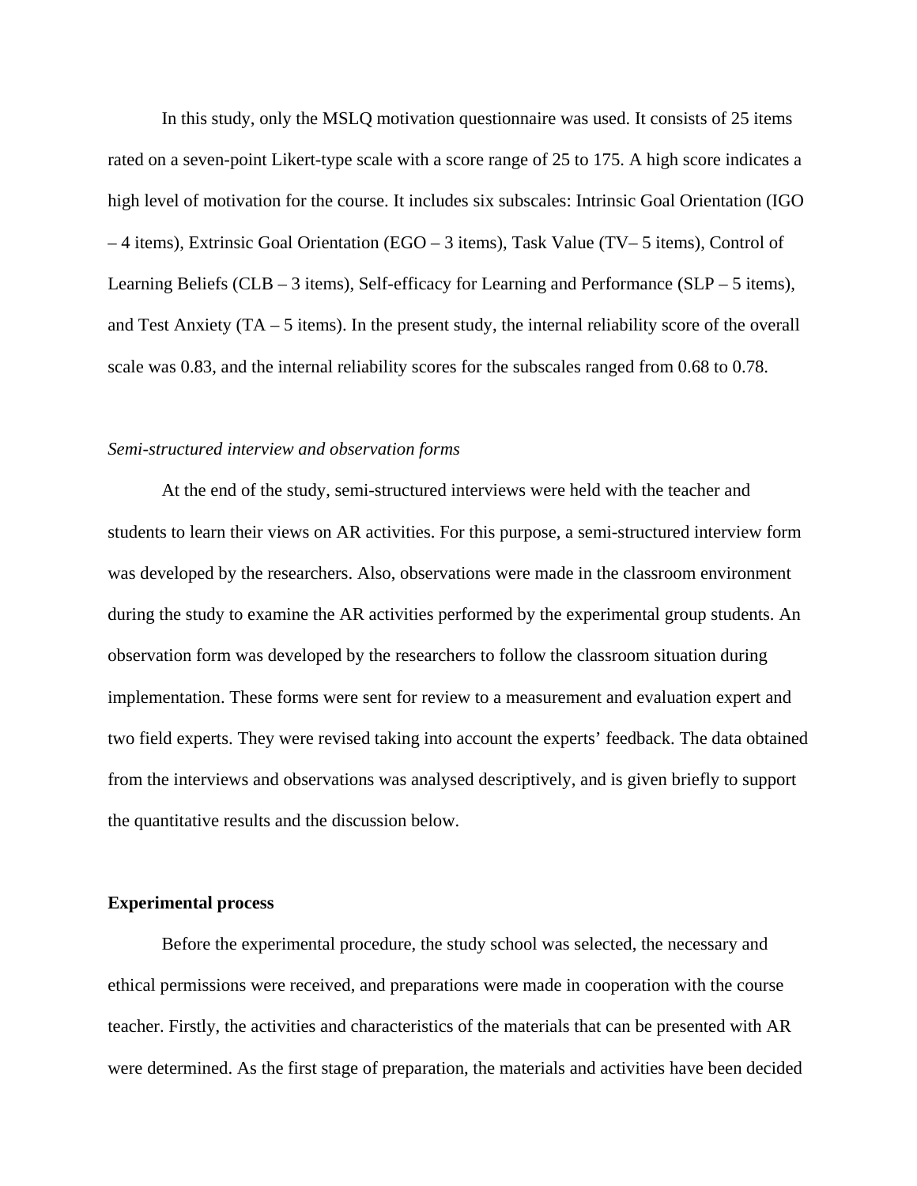In this study, only the MSLQ motivation questionnaire was used. It consists of 25 items rated on a seven-point Likert-type scale with a score range of 25 to 175. A high score indicates a high level of motivation for the course. It includes six subscales: Intrinsic Goal Orientation (IGO – 4 items), Extrinsic Goal Orientation (EGO – 3 items), Task Value (TV– 5 items), Control of Learning Beliefs (CLB – 3 items), Self-efficacy for Learning and Performance (SLP – 5 items), and Test Anxiety (TA – 5 items). In the present study, the internal reliability score of the overall scale was 0.83, and the internal reliability scores for the subscales ranged from 0.68 to 0.78.

*Semi-structured interview and observation forms*

At the end of the study, semi-structured interviews were held with the teacher and students to learn their views on AR activities. For this purpose, a semi-structured interview form was developed by the researchers. Also, observations were made in the classroom environment during the study to examine the AR activities performed by the experimental group students. An observation form was developed by the researchers to follow the classroom situation during implementation. These forms were sent for review to a measurement and evaluation expert and two field experts. They were revised taking into account the experts' feedback. The data obtained from the interviews and observations was analysed descriptively, and is given briefly to support the quantitative results and the discussion below.

**Experimental process**

Before the experimental procedure, the study school was selected, the necessary and ethical permissions were received, and preparations were made in cooperation with the course teacher. Firstly, the activities and characteristics of the materials that can be presented with AR were determined. As the first stage of preparation, the materials and activities have been decided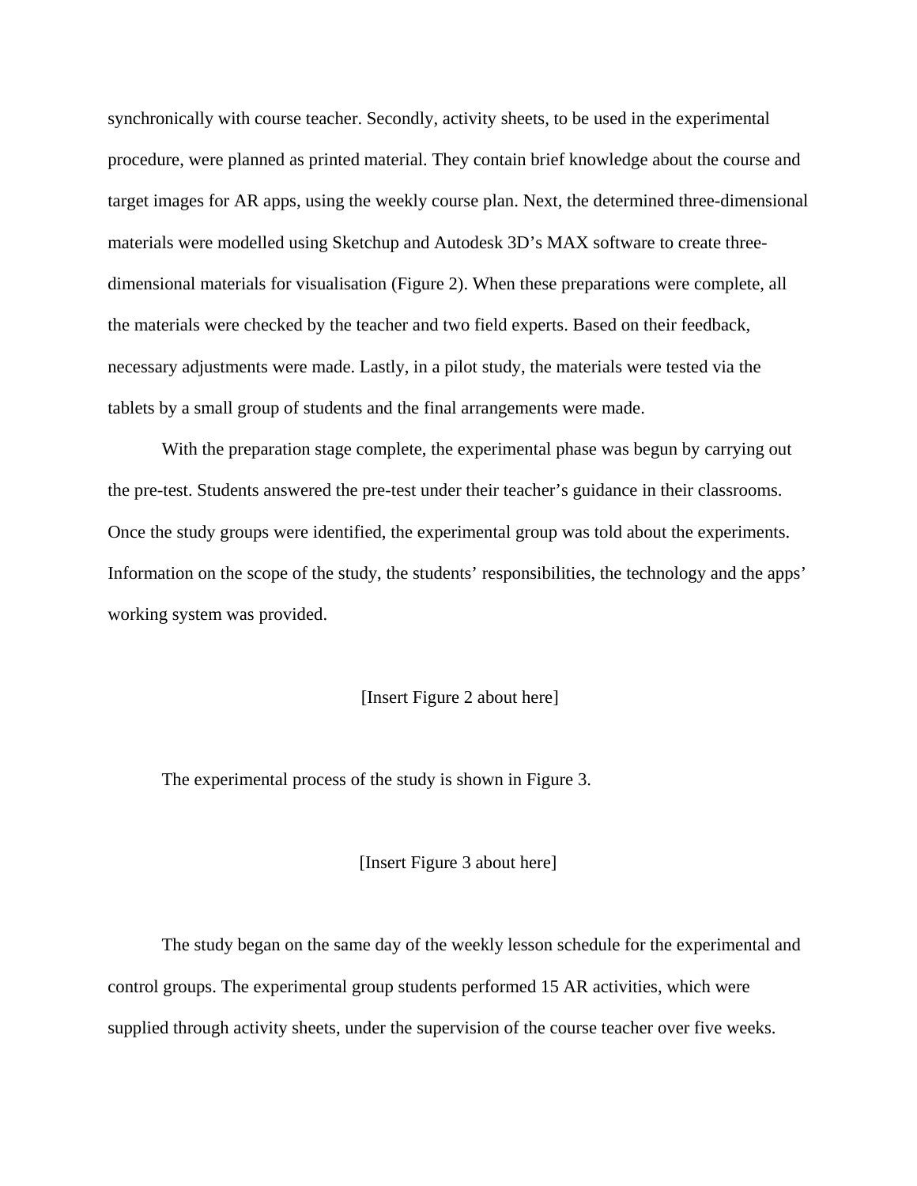synchronically with course teacher. Secondly, activity sheets, to be used in the experimental procedure, were planned as printed material. They contain brief knowledge about the course and target images for AR apps, using the weekly course plan. Next, the determined three-dimensional materials were modelled using Sketchup and Autodesk 3D's MAX software to create three-dimensional materials for visualisation (Figure 2). When these preparations were complete, all the materials were checked by the teacher and two field experts. Based on their feedback, necessary adjustments were made. Lastly, in a pilot study, the materials were tested via the tablets by a small group of students and the final arrangements were made.

With the preparation stage complete, the experimental phase was begun by carrying out the pre-test. Students answered the pre-test under their teacher's guidance in their classrooms. Once the study groups were identified, the experimental group was told about the experiments. Information on the scope of the study, the students' responsibilities, the technology and the apps' working system was provided.

[Insert Figure 2 about here]

The experimental process of the study is shown in Figure 3.

[Insert Figure 3 about here]

The study began on the same day of the weekly lesson schedule for the experimental and control groups. The experimental group students performed 15 AR activities, which were supplied through activity sheets, under the supervision of the course teacher over five weeks.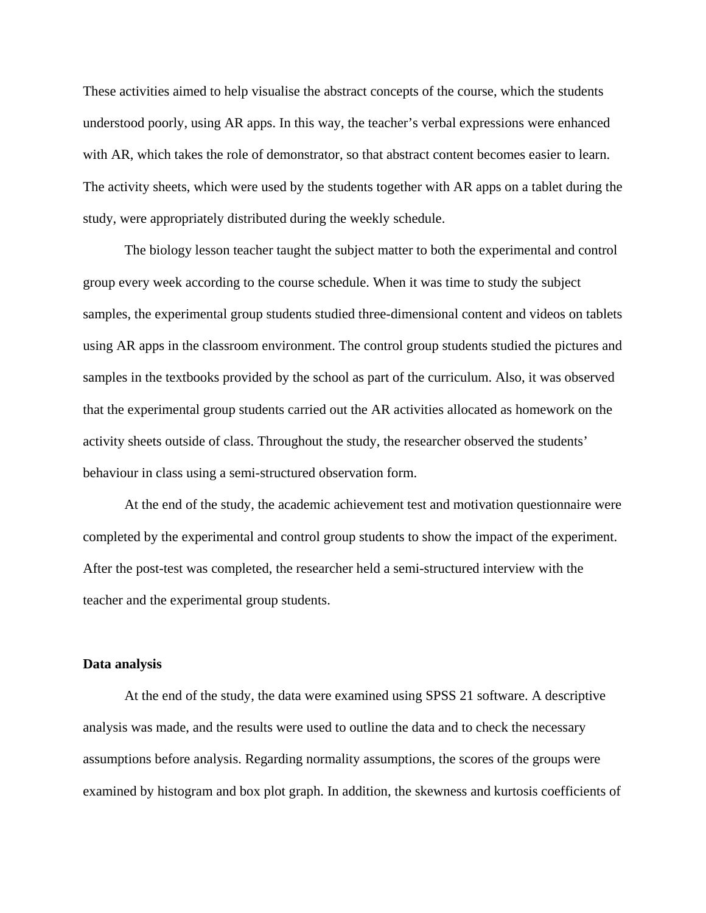These activities aimed to help visualise the abstract concepts of the course, which the students understood poorly, using AR apps. In this way, the teacher's verbal expressions were enhanced with AR, which takes the role of demonstrator, so that abstract content becomes easier to learn. The activity sheets, which were used by the students together with AR apps on a tablet during the study, were appropriately distributed during the weekly schedule.

The biology lesson teacher taught the subject matter to both the experimental and control group every week according to the course schedule. When it was time to study the subject samples, the experimental group students studied three-dimensional content and videos on tablets using AR apps in the classroom environment. The control group students studied the pictures and samples in the textbooks provided by the school as part of the curriculum. Also, it was observed that the experimental group students carried out the AR activities allocated as homework on the activity sheets outside of class. Throughout the study, the researcher observed the students' behaviour in class using a semi-structured observation form.

At the end of the study, the academic achievement test and motivation questionnaire were completed by the experimental and control group students to show the impact of the experiment. After the post-test was completed, the researcher held a semi-structured interview with the teacher and the experimental group students.

**Data analysis**

At the end of the study, the data were examined using SPSS 21 software. A descriptive analysis was made, and the results were used to outline the data and to check the necessary assumptions before analysis. Regarding normality assumptions, the scores of the groups were examined by histogram and box plot graph. In addition, the skewness and kurtosis coefficients of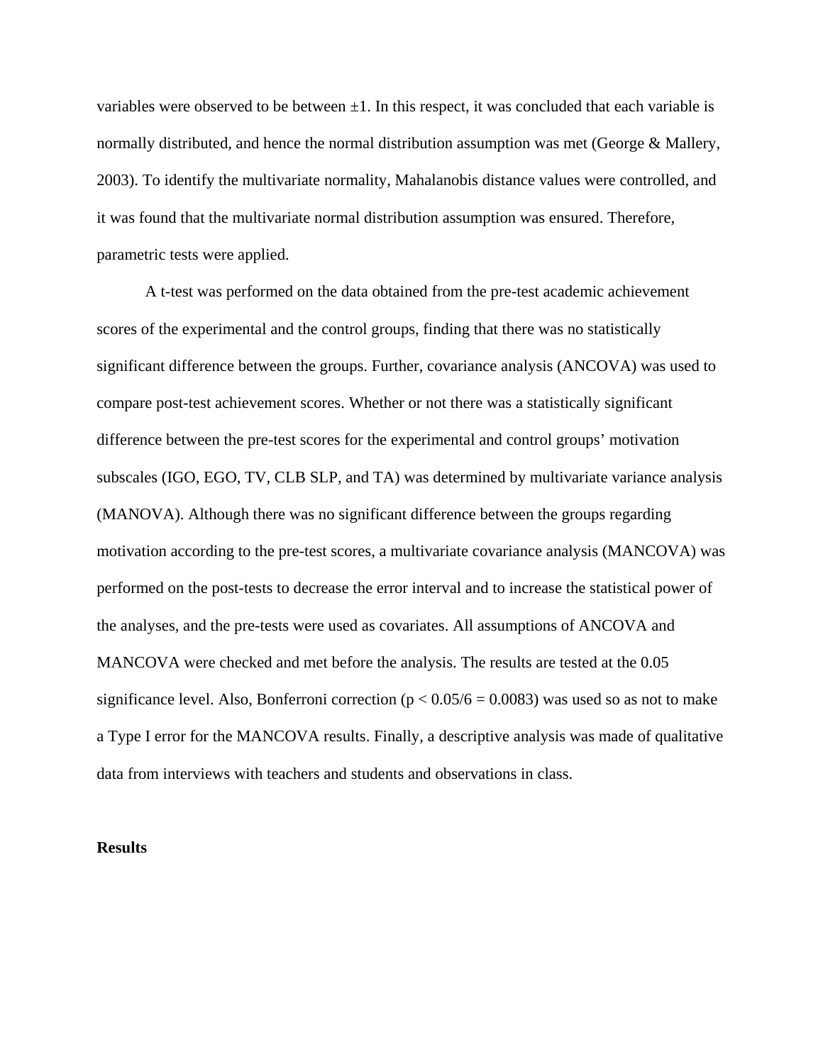variables were observed to be between ±1. In this respect, it was concluded that each variable is normally distributed, and hence the normal distribution assumption was met (George & Mallery, 2003). To identify the multivariate normality, Mahalanobis distance values were controlled, and it was found that the multivariate normal distribution assumption was ensured. Therefore, parametric tests were applied.

A t-test was performed on the data obtained from the pre-test academic achievement scores of the experimental and the control groups, finding that there was no statistically significant difference between the groups. Further, covariance analysis (ANCOVA) was used to compare post-test achievement scores. Whether or not there was a statistically significant difference between the pre-test scores for the experimental and control groups' motivation subscales (IGO, EGO, TV, CLB SLP, and TA) was determined by multivariate variance analysis (MANOVA). Although there was no significant difference between the groups regarding motivation according to the pre-test scores, a multivariate covariance analysis (MANCOVA) was performed on the post-tests to decrease the error interval and to increase the statistical power of the analyses, and the pre-tests were used as covariates. All assumptions of ANCOVA and MANCOVA were checked and met before the analysis. The results are tested at the 0.05 significance level. Also, Bonferroni correction ($p < 0.05/6 = 0.0083$) was used so as not to make a Type I error for the MANCOVA results. Finally, a descriptive analysis was made of qualitative data from interviews with teachers and students and observations in class.

**Results**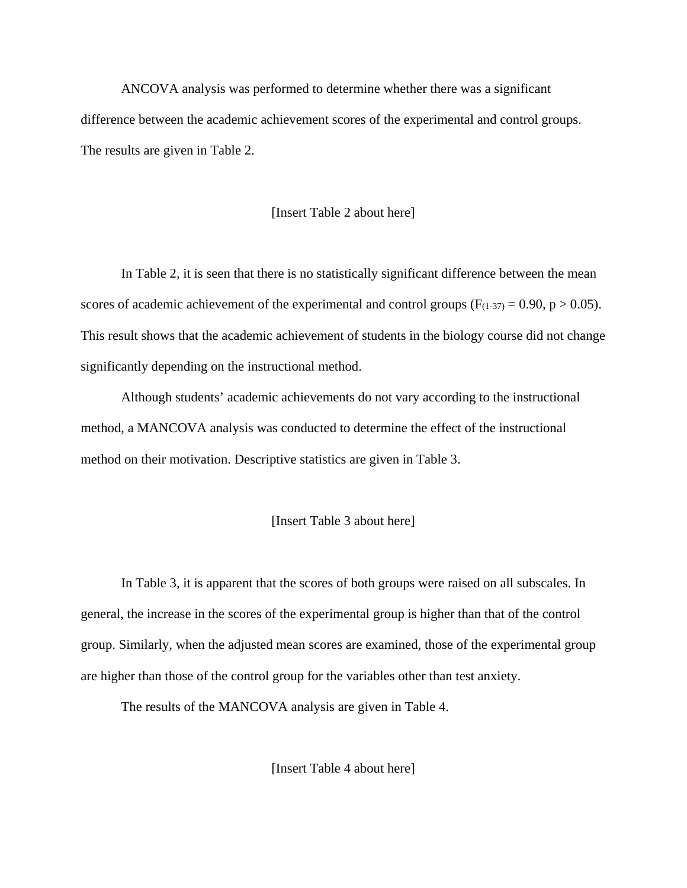ANCOVA analysis was performed to determine whether there was a significant difference between the academic achievement scores of the experimental and control groups. The results are given in Table 2.

[Insert Table 2 about here]

In Table 2, it is seen that there is no statistically significant difference between the mean scores of academic achievement of the experimental and control groups ($F_{(1-37)} = 0.90$, $p > 0.05$). This result shows that the academic achievement of students in the biology course did not change significantly depending on the instructional method.

Although students' academic achievements do not vary according to the instructional method, a MANCOVA analysis was conducted to determine the effect of the instructional method on their motivation. Descriptive statistics are given in Table 3.

[Insert Table 3 about here]

In Table 3, it is apparent that the scores of both groups were raised on all subscales. In general, the increase in the scores of the experimental group is higher than that of the control group. Similarly, when the adjusted mean scores are examined, those of the experimental group are higher than those of the control group for the variables other than test anxiety.

The results of the MANCOVA analysis are given in Table 4.

[Insert Table 4 about here]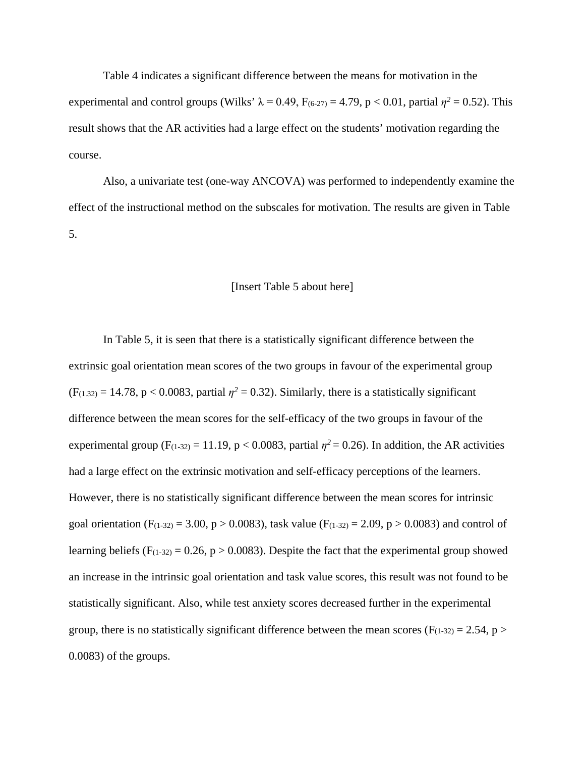Table 4 indicates a significant difference between the means for motivation in the experimental and control groups (Wilks' $\lambda = 0.49$, $F_{(6-27)} = 4.79$, $p < 0.01$, partial $\eta^2 = 0.52$). This result shows that the AR activities had a large effect on the students' motivation regarding the course.

Also, a univariate test (one-way ANCOVA) was performed to independently examine the effect of the instructional method on the subscales for motivation. The results are given in Table 5.

[Insert Table 5 about here]

In Table 5, it is seen that there is a statistically significant difference between the extrinsic goal orientation mean scores of the two groups in favour of the experimental group ($F_{(1.32)} = 14.78$, $p < 0.0083$, partial $\eta^2 = 0.32$). Similarly, there is a statistically significant difference between the mean scores for the self-efficacy of the two groups in favour of the experimental group ($F_{(1-32)} = 11.19$, $p < 0.0083$, partial $\eta^2 = 0.26$). In addition, the AR activities had a large effect on the extrinsic motivation and self-efficacy perceptions of the learners. However, there is no statistically significant difference between the mean scores for intrinsic goal orientation ($F_{(1-32)} = 3.00$, $p > 0.0083$), task value ($F_{(1-32)} = 2.09$, $p > 0.0083$) and control of learning beliefs ($F_{(1-32)} = 0.26$, $p > 0.0083$). Despite the fact that the experimental group showed an increase in the intrinsic goal orientation and task value scores, this result was not found to be statistically significant. Also, while test anxiety scores decreased further in the experimental group, there is no statistically significant difference between the mean scores ($F_{(1-32)} = 2.54$, $p > 0.0083$) of the groups.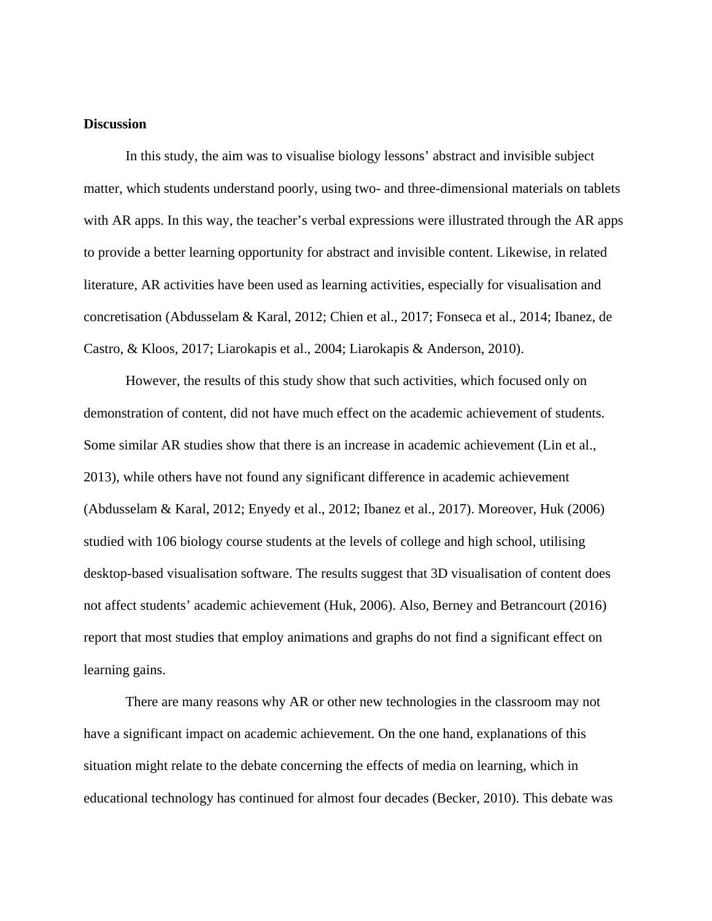**Discussion**

In this study, the aim was to visualise biology lessons' abstract and invisible subject matter, which students understand poorly, using two- and three-dimensional materials on tablets with AR apps. In this way, the teacher's verbal expressions were illustrated through the AR apps to provide a better learning opportunity for abstract and invisible content. Likewise, in related literature, AR activities have been used as learning activities, especially for visualisation and concretisation (Abdusselam & Karal, 2012; Chien et al., 2017; Fonseca et al., 2014; Ibanez, de Castro, & Kloos, 2017; Liarokapis et al., 2004; Liarokapis & Anderson, 2010).

However, the results of this study show that such activities, which focused only on demonstration of content, did not have much effect on the academic achievement of students. Some similar AR studies show that there is an increase in academic achievement (Lin et al., 2013), while others have not found any significant difference in academic achievement (Abdusselam & Karal, 2012; Enyedy et al., 2012; Ibanez et al., 2017). Moreover, Huk (2006) studied with 106 biology course students at the levels of college and high school, utilising desktop-based visualisation software. The results suggest that 3D visualisation of content does not affect students' academic achievement (Huk, 2006). Also, Berney and Betrancourt (2016) report that most studies that employ animations and graphs do not find a significant effect on learning gains.

There are many reasons why AR or other new technologies in the classroom may not have a significant impact on academic achievement. On the one hand, explanations of this situation might relate to the debate concerning the effects of media on learning, which in educational technology has continued for almost four decades (Becker, 2010). This debate was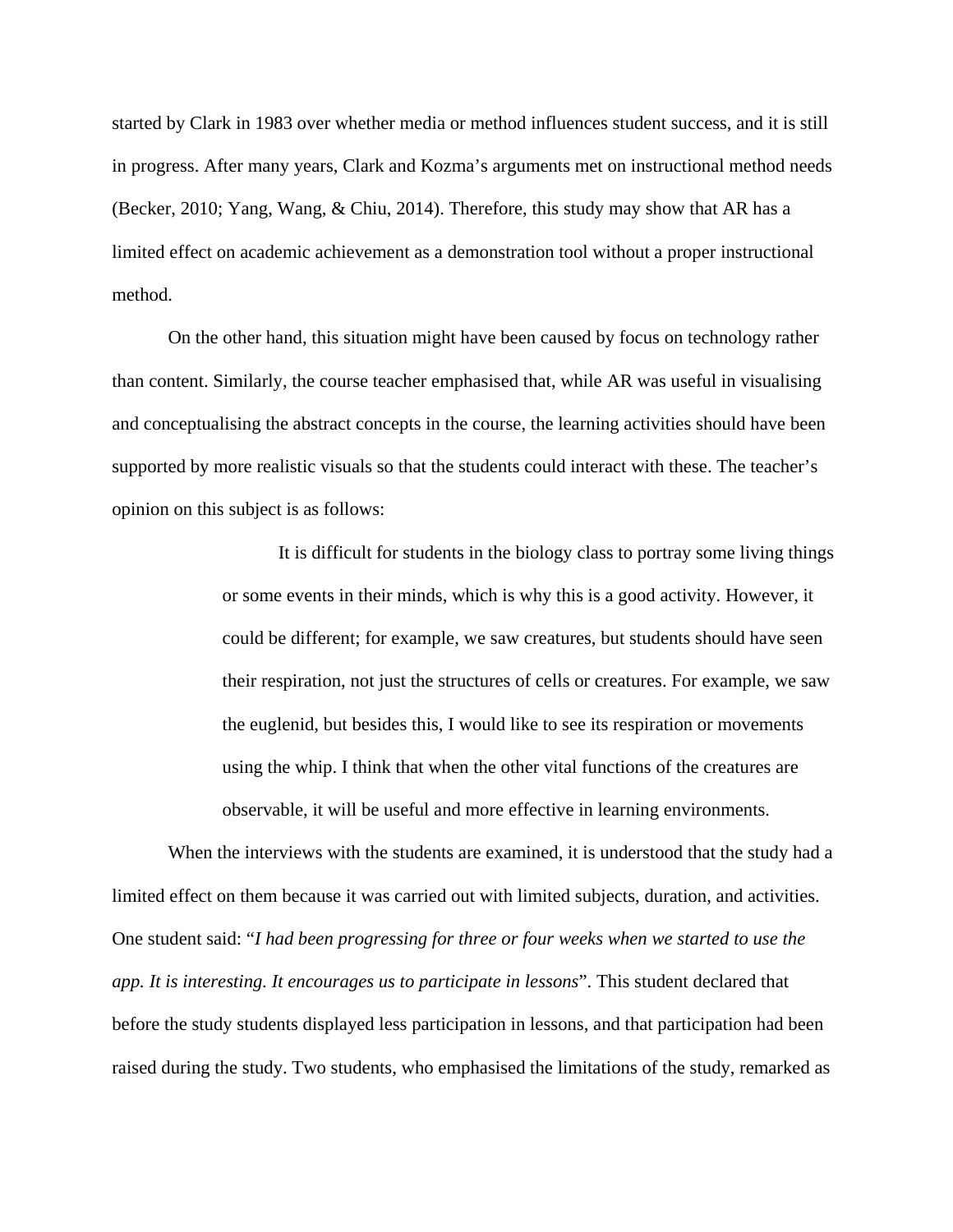started by Clark in 1983 over whether media or method influences student success, and it is still in progress. After many years, Clark and Kozma's arguments met on instructional method needs (Becker, 2010; Yang, Wang, & Chiu, 2014). Therefore, this study may show that AR has a limited effect on academic achievement as a demonstration tool without a proper instructional method.

On the other hand, this situation might have been caused by focus on technology rather than content. Similarly, the course teacher emphasised that, while AR was useful in visualising and conceptualising the abstract concepts in the course, the learning activities should have been supported by more realistic visuals so that the students could interact with these. The teacher's opinion on this subject is as follows:

> It is difficult for students in the biology class to portray some living things or some events in their minds, which is why this is a good activity. However, it could be different; for example, we saw creatures, but students should have seen their respiration, not just the structures of cells or creatures. For example, we saw the euglenid, but besides this, I would like to see its respiration or movements using the whip. I think that when the other vital functions of the creatures are observable, it will be useful and more effective in learning environments.

When the interviews with the students are examined, it is understood that the study had a limited effect on them because it was carried out with limited subjects, duration, and activities. One student said: "*I had been progressing for three or four weeks when we started to use the app. It is interesting. It encourages us to participate in lessons*". This student declared that before the study students displayed less participation in lessons, and that participation had been raised during the study. Two students, who emphasised the limitations of the study, remarked as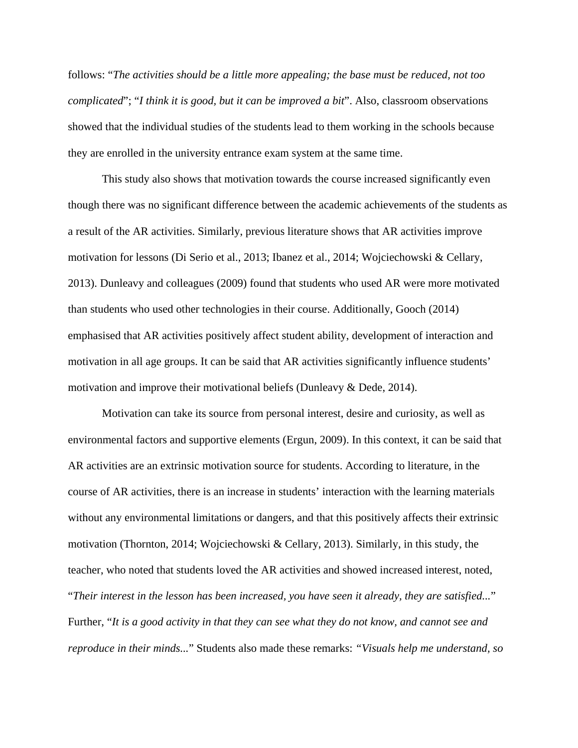follows: "*The activities should be a little more appealing; the base must be reduced, not too complicated*"; "*I think it is good, but it can be improved a bit*". Also, classroom observations showed that the individual studies of the students lead to them working in the schools because they are enrolled in the university entrance exam system at the same time.

This study also shows that motivation towards the course increased significantly even though there was no significant difference between the academic achievements of the students as a result of the AR activities. Similarly, previous literature shows that AR activities improve motivation for lessons (Di Serio et al., 2013; Ibanez et al., 2014; Wojciechowski & Cellary, 2013). Dunleavy and colleagues (2009) found that students who used AR were more motivated than students who used other technologies in their course. Additionally, Gooch (2014) emphasised that AR activities positively affect student ability, development of interaction and motivation in all age groups. It can be said that AR activities significantly influence students' motivation and improve their motivational beliefs (Dunleavy & Dede, 2014).

Motivation can take its source from personal interest, desire and curiosity, as well as environmental factors and supportive elements (Ergun, 2009). In this context, it can be said that AR activities are an extrinsic motivation source for students. According to literature, in the course of AR activities, there is an increase in students' interaction with the learning materials without any environmental limitations or dangers, and that this positively affects their extrinsic motivation (Thornton, 2014; Wojciechowski & Cellary, 2013). Similarly, in this study, the teacher, who noted that students loved the AR activities and showed increased interest, noted, "*Their interest in the lesson has been increased, you have seen it already, they are satisfied...*" Further, "*It is a good activity in that they can see what they do not know, and cannot see and reproduce in their minds...*" Students also made these remarks: *"Visuals help me understand, so*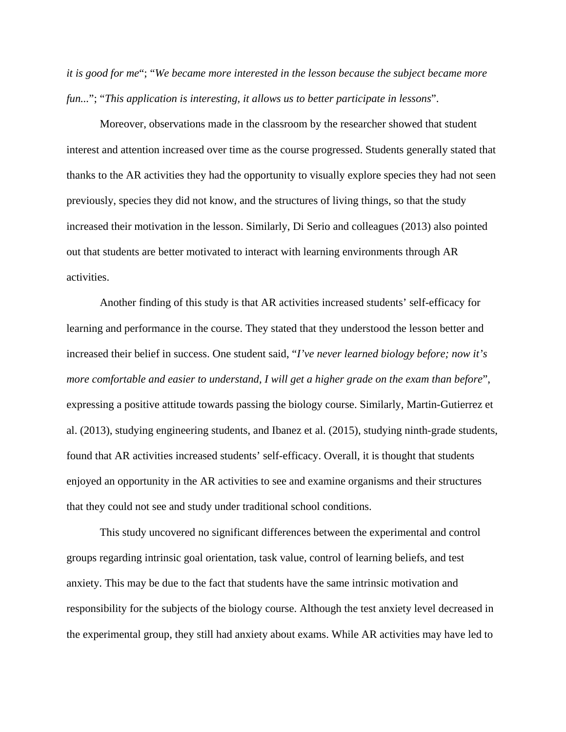*it is good for me*"; "*We became more interested in the lesson because the subject became more fun...*"; "*This application is interesting, it allows us to better participate in lessons*".

Moreover, observations made in the classroom by the researcher showed that student interest and attention increased over time as the course progressed. Students generally stated that thanks to the AR activities they had the opportunity to visually explore species they had not seen previously, species they did not know, and the structures of living things, so that the study increased their motivation in the lesson. Similarly, Di Serio and colleagues (2013) also pointed out that students are better motivated to interact with learning environments through AR activities.

Another finding of this study is that AR activities increased students' self-efficacy for learning and performance in the course. They stated that they understood the lesson better and increased their belief in success. One student said, "*I've never learned biology before; now it's more comfortable and easier to understand, I will get a higher grade on the exam than before*", expressing a positive attitude towards passing the biology course. Similarly, Martin-Gutierrez et al. (2013), studying engineering students, and Ibanez et al. (2015), studying ninth-grade students, found that AR activities increased students' self-efficacy. Overall, it is thought that students enjoyed an opportunity in the AR activities to see and examine organisms and their structures that they could not see and study under traditional school conditions.

This study uncovered no significant differences between the experimental and control groups regarding intrinsic goal orientation, task value, control of learning beliefs, and test anxiety. This may be due to the fact that students have the same intrinsic motivation and responsibility for the subjects of the biology course. Although the test anxiety level decreased in the experimental group, they still had anxiety about exams. While AR activities may have led to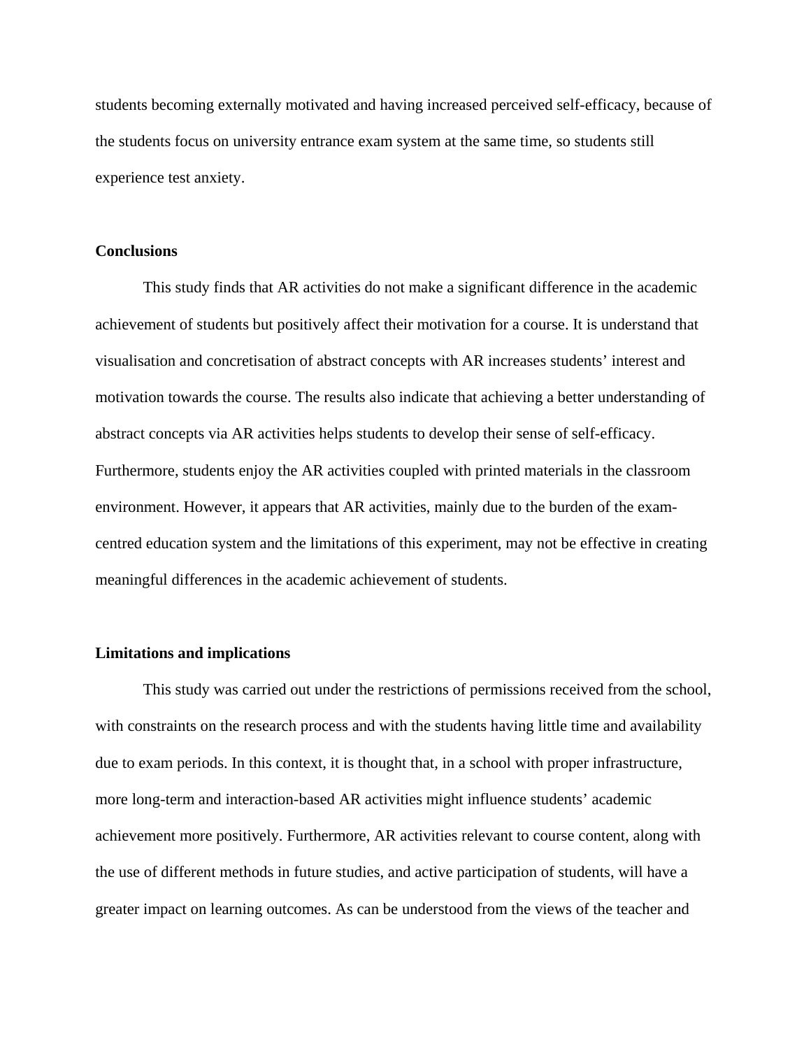students becoming externally motivated and having increased perceived self-efficacy, because of the students focus on university entrance exam system at the same time, so students still experience test anxiety.

### Conclusions

This study finds that AR activities do not make a significant difference in the academic achievement of students but positively affect their motivation for a course. It is understand that visualisation and concretisation of abstract concepts with AR increases students' interest and motivation towards the course. The results also indicate that achieving a better understanding of abstract concepts via AR activities helps students to develop their sense of self-efficacy. Furthermore, students enjoy the AR activities coupled with printed materials in the classroom environment. However, it appears that AR activities, mainly due to the burden of the exam-centred education system and the limitations of this experiment, may not be effective in creating meaningful differences in the academic achievement of students.

### Limitations and implications

This study was carried out under the restrictions of permissions received from the school, with constraints on the research process and with the students having little time and availability due to exam periods. In this context, it is thought that, in a school with proper infrastructure, more long-term and interaction-based AR activities might influence students' academic achievement more positively. Furthermore, AR activities relevant to course content, along with the use of different methods in future studies, and active participation of students, will have a greater impact on learning outcomes. As can be understood from the views of the teacher and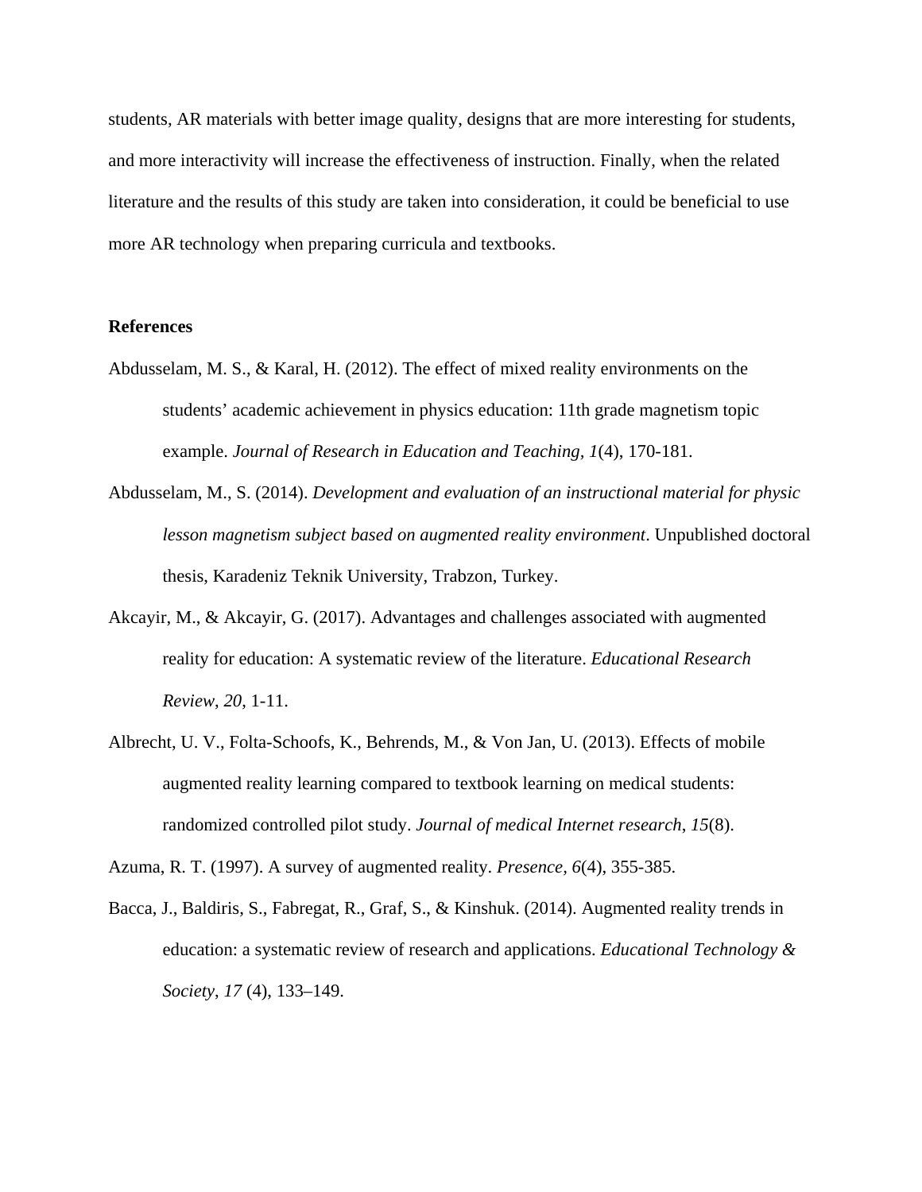students, AR materials with better image quality, designs that are more interesting for students, and more interactivity will increase the effectiveness of instruction. Finally, when the related literature and the results of this study are taken into consideration, it could be beneficial to use more AR technology when preparing curricula and textbooks.

**References**

Abdusselam, M. S., & Karal, H. (2012). The effect of mixed reality environments on the students' academic achievement in physics education: 11th grade magnetism topic example. *Journal of Research in Education and Teaching, 1*(4), 170-181.

Abdusselam, M., S. (2014). *Development and evaluation of an instructional material for physic lesson magnetism subject based on augmented reality environment*. Unpublished doctoral thesis, Karadeniz Teknik University, Trabzon, Turkey.

Akcayir, M., & Akcayir, G. (2017). Advantages and challenges associated with augmented reality for education: A systematic review of the literature. *Educational Research Review*, *20*, 1-11.

Albrecht, U. V., Folta-Schoofs, K., Behrends, M., & Von Jan, U. (2013). Effects of mobile augmented reality learning compared to textbook learning on medical students: randomized controlled pilot study. *Journal of medical Internet research*, *15*(8).

Azuma, R. T. (1997). A survey of augmented reality. *Presence, 6*(4), 355-385.

Bacca, J., Baldiris, S., Fabregat, R., Graf, S., & Kinshuk. (2014). Augmented reality trends in education: a systematic review of research and applications. *Educational Technology & Society*, *17* (4), 133–149.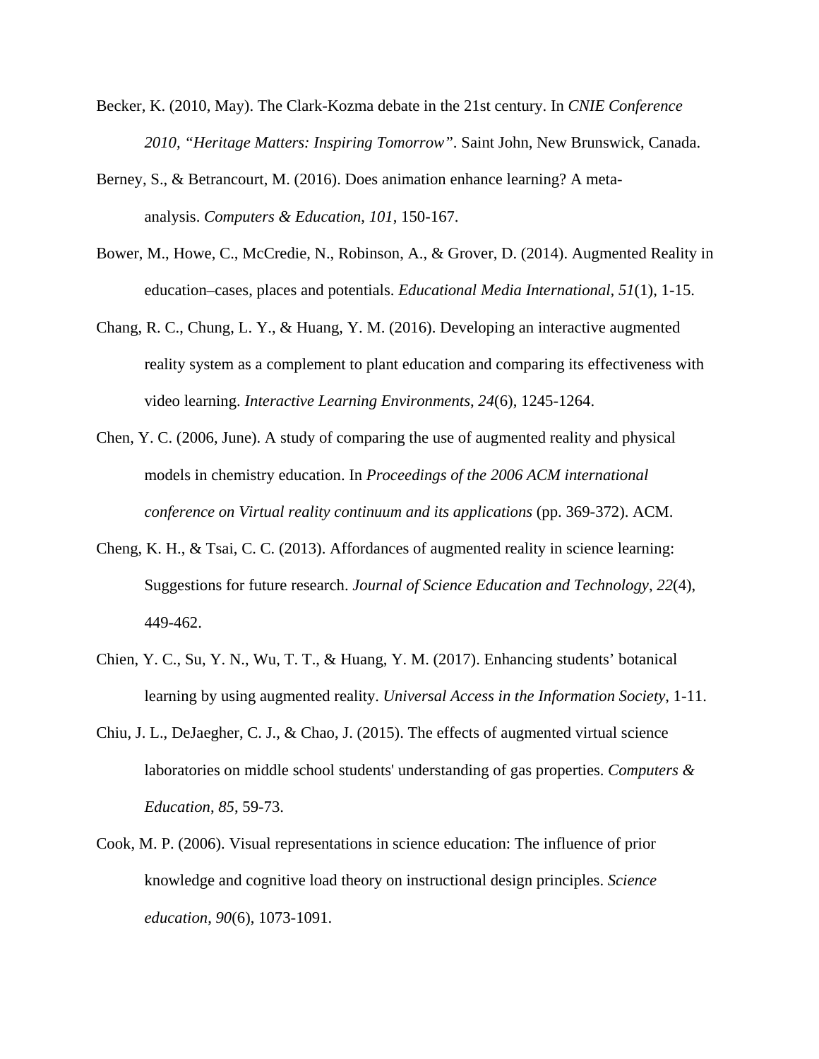Becker, K. (2010, May). The Clark-Kozma debate in the 21st century. In *CNIE Conference 2010, "Heritage Matters: Inspiring Tomorrow"*. Saint John, New Brunswick, Canada.

Berney, S., & Betrancourt, M. (2016). Does animation enhance learning? A meta-analysis. *Computers & Education*, *101*, 150-167.

Bower, M., Howe, C., McCredie, N., Robinson, A., & Grover, D. (2014). Augmented Reality in education–cases, places and potentials. *Educational Media International*, *51*(1), 1-15.

Chang, R. C., Chung, L. Y., & Huang, Y. M. (2016). Developing an interactive augmented reality system as a complement to plant education and comparing its effectiveness with video learning. *Interactive Learning Environments*, *24*(6), 1245-1264.

Chen, Y. C. (2006, June). A study of comparing the use of augmented reality and physical models in chemistry education. In *Proceedings of the 2006 ACM international conference on Virtual reality continuum and its applications* (pp. 369-372). ACM.

Cheng, K. H., & Tsai, C. C. (2013). Affordances of augmented reality in science learning: Suggestions for future research. *Journal of Science Education and Technology*, *22*(4), 449-462.

Chien, Y. C., Su, Y. N., Wu, T. T., & Huang, Y. M. (2017). Enhancing students' botanical learning by using augmented reality. *Universal Access in the Information Society*, 1-11.

Chiu, J. L., DeJaegher, C. J., & Chao, J. (2015). The effects of augmented virtual science laboratories on middle school students' understanding of gas properties. *Computers & Education*, *85*, 59-73.

Cook, M. P. (2006). Visual representations in science education: The influence of prior knowledge and cognitive load theory on instructional design principles. *Science education*, *90*(6), 1073-1091.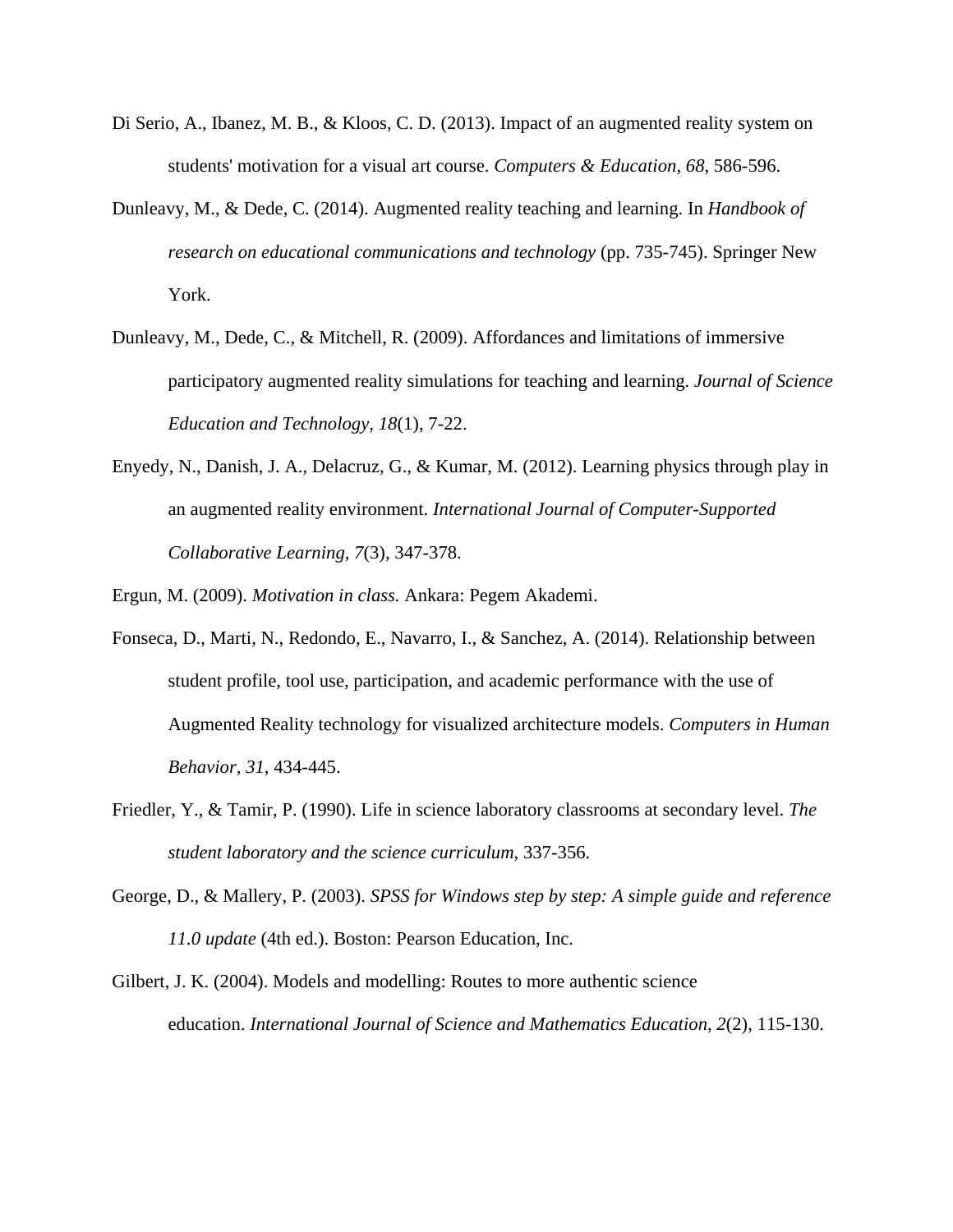Di Serio, A., Ibanez, M. B., & Kloos, C. D. (2013). Impact of an augmented reality system on students' motivation for a visual art course. *Computers & Education, 68*, 586-596.

Dunleavy, M., & Dede, C. (2014). Augmented reality teaching and learning. In *Handbook of research on educational communications and technology* (pp. 735-745). Springer New York.

Dunleavy, M., Dede, C., & Mitchell, R. (2009). Affordances and limitations of immersive participatory augmented reality simulations for teaching and learning. *Journal of Science Education and Technology, 18*(1), 7-22.

Enyedy, N., Danish, J. A., Delacruz, G., & Kumar, M. (2012). Learning physics through play in an augmented reality environment. *International Journal of Computer-Supported Collaborative Learning, 7*(3), 347-378.

Ergun, M. (2009). *Motivation in class.* Ankara: Pegem Akademi.

Fonseca, D., Marti, N., Redondo, E., Navarro, I., & Sanchez, A. (2014). Relationship between student profile, tool use, participation, and academic performance with the use of Augmented Reality technology for visualized architecture models. *Computers in Human Behavior, 31*, 434-445.

Friedler, Y., & Tamir, P. (1990). Life in science laboratory classrooms at secondary level. *The student laboratory and the science curriculum*, 337-356.

George, D., & Mallery, P. (2003). *SPSS for Windows step by step: A simple guide and reference 11.0 update* (4th ed.). Boston: Pearson Education, Inc.

Gilbert, J. K. (2004). Models and modelling: Routes to more authentic science education. *International Journal of Science and Mathematics Education*, *2*(2), 115-130.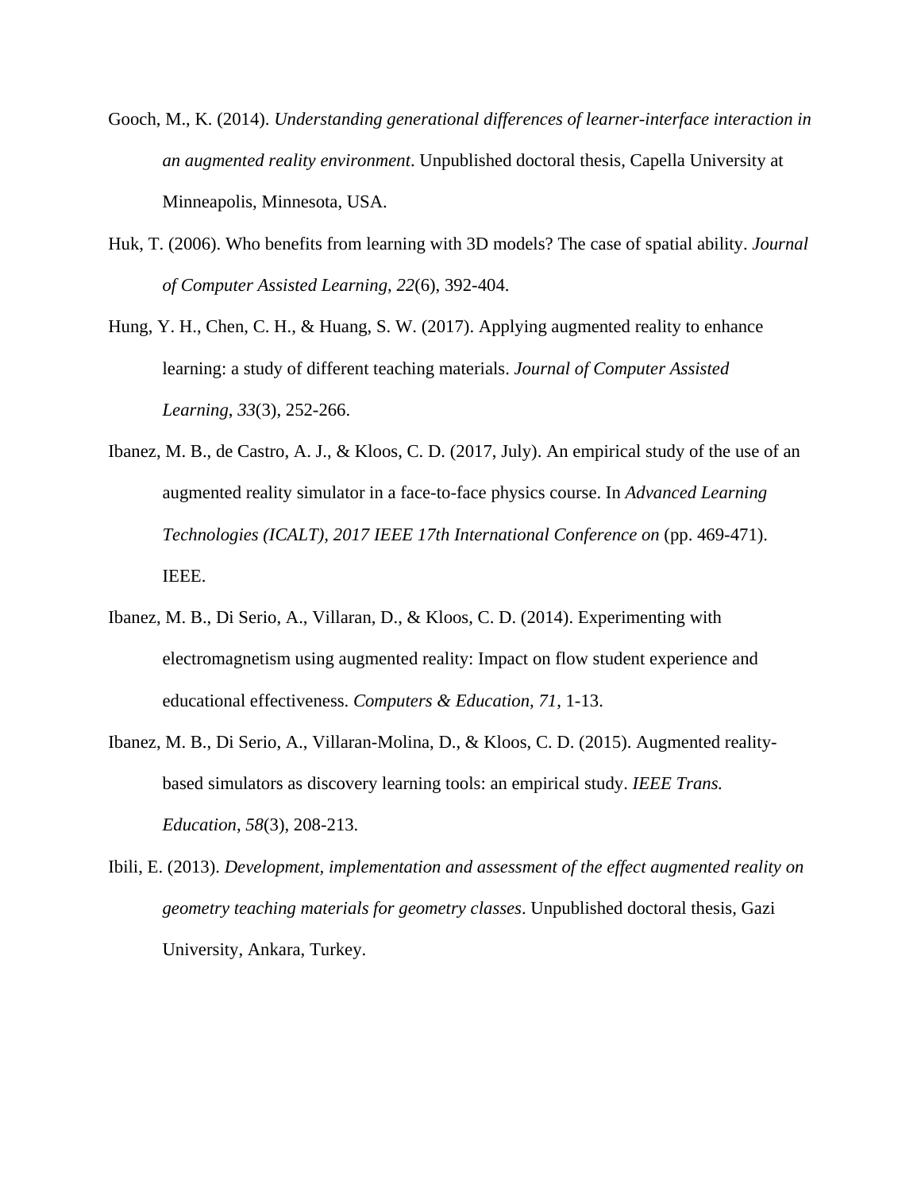Gooch, M., K. (2014). *Understanding generational differences of learner-interface interaction in an augmented reality environment*. Unpublished doctoral thesis, Capella University at Minneapolis, Minnesota, USA.

Huk, T. (2006). Who benefits from learning with 3D models? The case of spatial ability. *Journal of Computer Assisted Learning*, *22*(6), 392-404.

Hung, Y. H., Chen, C. H., & Huang, S. W. (2017). Applying augmented reality to enhance learning: a study of different teaching materials. *Journal of Computer Assisted Learning*, *33*(3), 252-266.

Ibanez, M. B., de Castro, A. J., & Kloos, C. D. (2017, July). An empirical study of the use of an augmented reality simulator in a face-to-face physics course. In *Advanced Learning Technologies (ICALT), 2017 IEEE 17th International Conference on* (pp. 469-471). IEEE.

Ibanez, M. B., Di Serio, A., Villaran, D., & Kloos, C. D. (2014). Experimenting with electromagnetism using augmented reality: Impact on flow student experience and educational effectiveness. *Computers & Education, 71*, 1-13.

Ibanez, M. B., Di Serio, A., Villaran-Molina, D., & Kloos, C. D. (2015). Augmented reality-based simulators as discovery learning tools: an empirical study. *IEEE Trans. Education*, *58*(3), 208-213.

Ibili, E. (2013). *Development, implementation and assessment of the effect augmented reality on geometry teaching materials for geometry classes*. Unpublished doctoral thesis, Gazi University, Ankara, Turkey.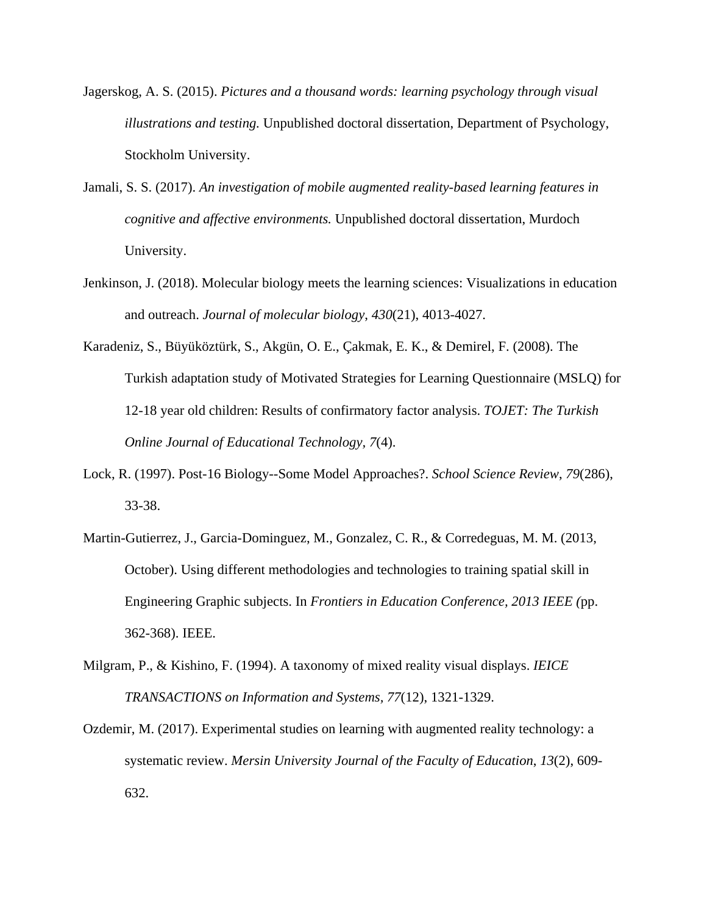Jagerskog, A. S. (2015). *Pictures and a thousand words: learning psychology through visual illustrations and testing.* Unpublished doctoral dissertation, Department of Psychology, Stockholm University.

Jamali, S. S. (2017). *An investigation of mobile augmented reality-based learning features in cognitive and affective environments.* Unpublished doctoral dissertation, Murdoch University.

Jenkinson, J. (2018). Molecular biology meets the learning sciences: Visualizations in education and outreach. *Journal of molecular biology*, *430*(21), 4013-4027.

Karadeniz, S., Büyüköztürk, S., Akgün, O. E., Çakmak, E. K., & Demirel, F. (2008). The Turkish adaptation study of Motivated Strategies for Learning Questionnaire (MSLQ) for 12-18 year old children: Results of confirmatory factor analysis. *TOJET: The Turkish Online Journal of Educational Technology*, *7*(4).

Lock, R. (1997). Post-16 Biology--Some Model Approaches?. *School Science Review*, *79*(286), 33-38.

Martin-Gutierrez, J., Garcia-Dominguez, M., Gonzalez, C. R., & Corredeguas, M. M. (2013, October). Using different methodologies and technologies to training spatial skill in Engineering Graphic subjects. In *Frontiers in Education Conference, 2013 IEEE (*pp. 362-368). IEEE.

Milgram, P., & Kishino, F. (1994). A taxonomy of mixed reality visual displays. *IEICE TRANSACTIONS on Information and Systems*, *77*(12), 1321-1329.

Ozdemir, M. (2017). Experimental studies on learning with augmented reality technology: a systematic review. *Mersin University Journal of the Faculty of Education*, *13*(2), 609-632.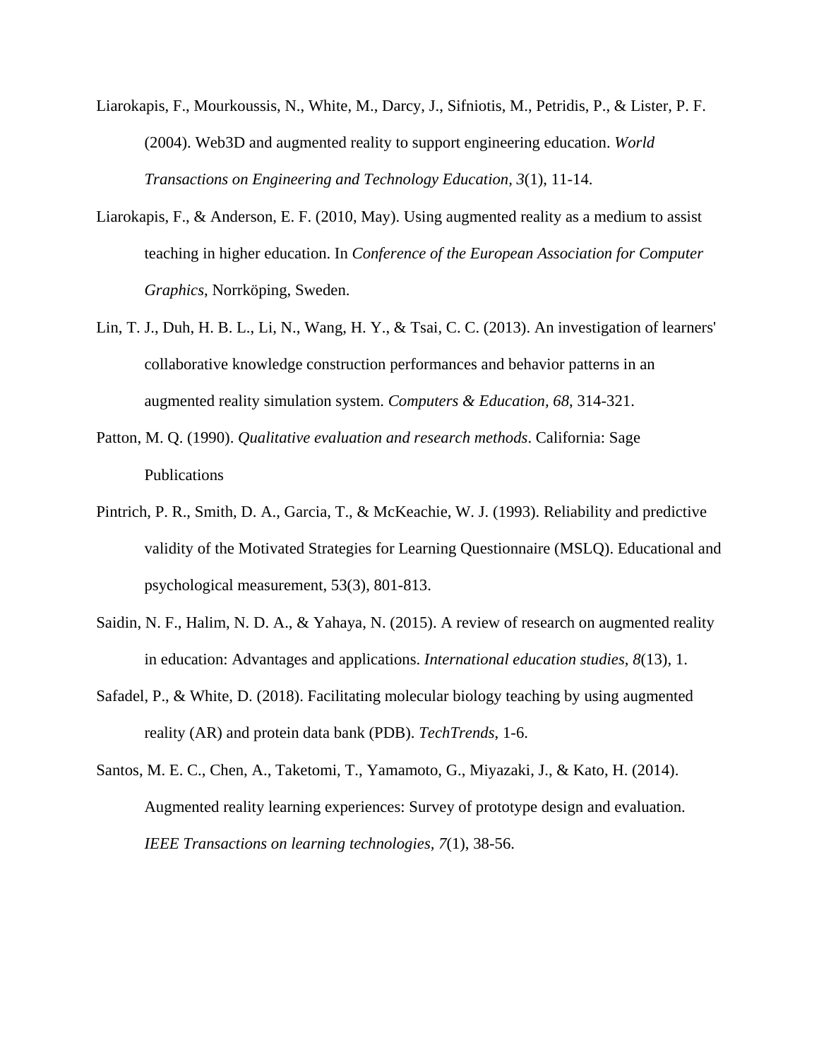Liarokapis, F., Mourkoussis, N., White, M., Darcy, J., Sifniotis, M., Petridis, P., & Lister, P. F. (2004). Web3D and augmented reality to support engineering education. *World Transactions on Engineering and Technology Education*, *3*(1), 11-14.

Liarokapis, F., & Anderson, E. F. (2010, May). Using augmented reality as a medium to assist teaching in higher education. In *Conference of the European Association for Computer Graphics*, Norrköping, Sweden.

Lin, T. J., Duh, H. B. L., Li, N., Wang, H. Y., & Tsai, C. C. (2013). An investigation of learners' collaborative knowledge construction performances and behavior patterns in an augmented reality simulation system. *Computers & Education, 68*, 314-321.

Patton, M. Q. (1990). *Qualitative evaluation and research methods*. California: Sage Publications

Pintrich, P. R., Smith, D. A., Garcia, T., & McKeachie, W. J. (1993). Reliability and predictive validity of the Motivated Strategies for Learning Questionnaire (MSLQ). Educational and psychological measurement, 53(3), 801-813.

Saidin, N. F., Halim, N. D. A., & Yahaya, N. (2015). A review of research on augmented reality in education: Advantages and applications. *International education studies*, *8*(13), 1.

Safadel, P., & White, D. (2018). Facilitating molecular biology teaching by using augmented reality (AR) and protein data bank (PDB). *TechTrends*, 1-6.

Santos, M. E. C., Chen, A., Taketomi, T., Yamamoto, G., Miyazaki, J., & Kato, H. (2014). Augmented reality learning experiences: Survey of prototype design and evaluation. *IEEE Transactions on learning technologies, 7*(1), 38-56.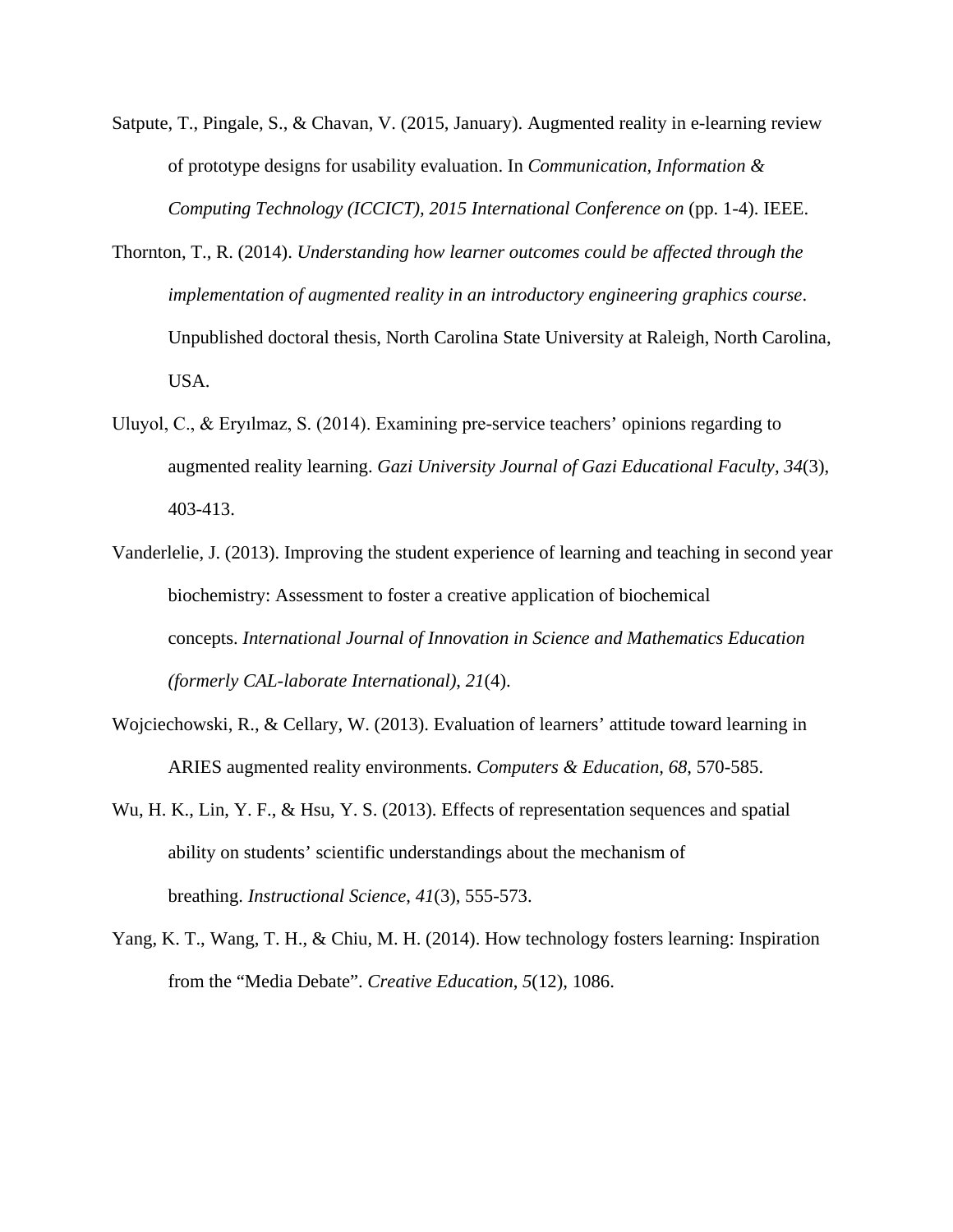Satpute, T., Pingale, S., & Chavan, V. (2015, January). Augmented reality in e-learning review of prototype designs for usability evaluation. In *Communication, Information & Computing Technology (ICCICT), 2015 International Conference on* (pp. 1-4). IEEE.

Thornton, T., R. (2014). *Understanding how learner outcomes could be affected through the implementation of augmented reality in an introductory engineering graphics course*. Unpublished doctoral thesis, North Carolina State University at Raleigh, North Carolina, USA.

Uluyol, C., & Eryılmaz, S. (2014). Examining pre-service teachers' opinions regarding to augmented reality learning. *Gazi University Journal of Gazi Educational Faculty, 34*(3), 403-413.

Vanderlelie, J. (2013). Improving the student experience of learning and teaching in second year biochemistry: Assessment to foster a creative application of biochemical concepts. *International Journal of Innovation in Science and Mathematics Education (formerly CAL-laborate International), 21*(4).

Wojciechowski, R., & Cellary, W. (2013). Evaluation of learners' attitude toward learning in ARIES augmented reality environments. *Computers & Education, 68*, 570-585.

Wu, H. K., Lin, Y. F., & Hsu, Y. S. (2013). Effects of representation sequences and spatial ability on students' scientific understandings about the mechanism of breathing. *Instructional Science*, *41*(3), 555-573.

Yang, K. T., Wang, T. H., & Chiu, M. H. (2014). How technology fosters learning: Inspiration from the "Media Debate". *Creative Education*, *5*(12), 1086.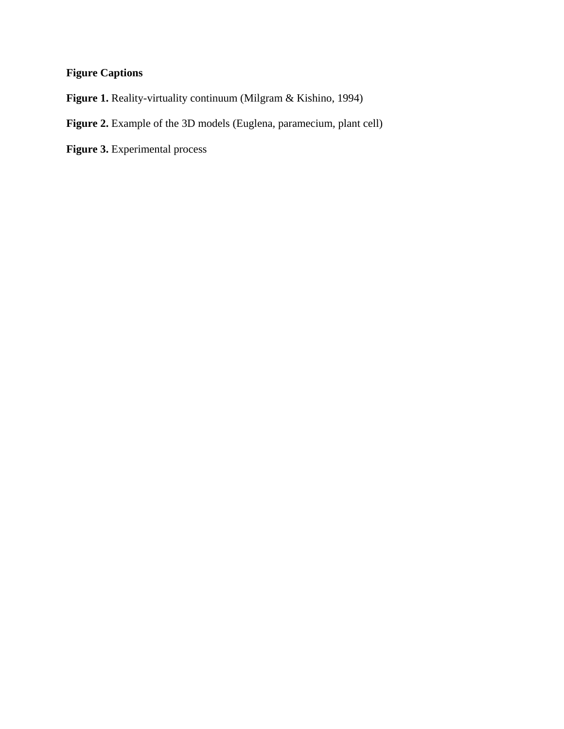**Figure Captions**

**Figure 1.** Reality-virtuality continuum (Milgram & Kishino, 1994)

**Figure 2.** Example of the 3D models (Euglena, paramecium, plant cell)

**Figure 3.** Experimental process